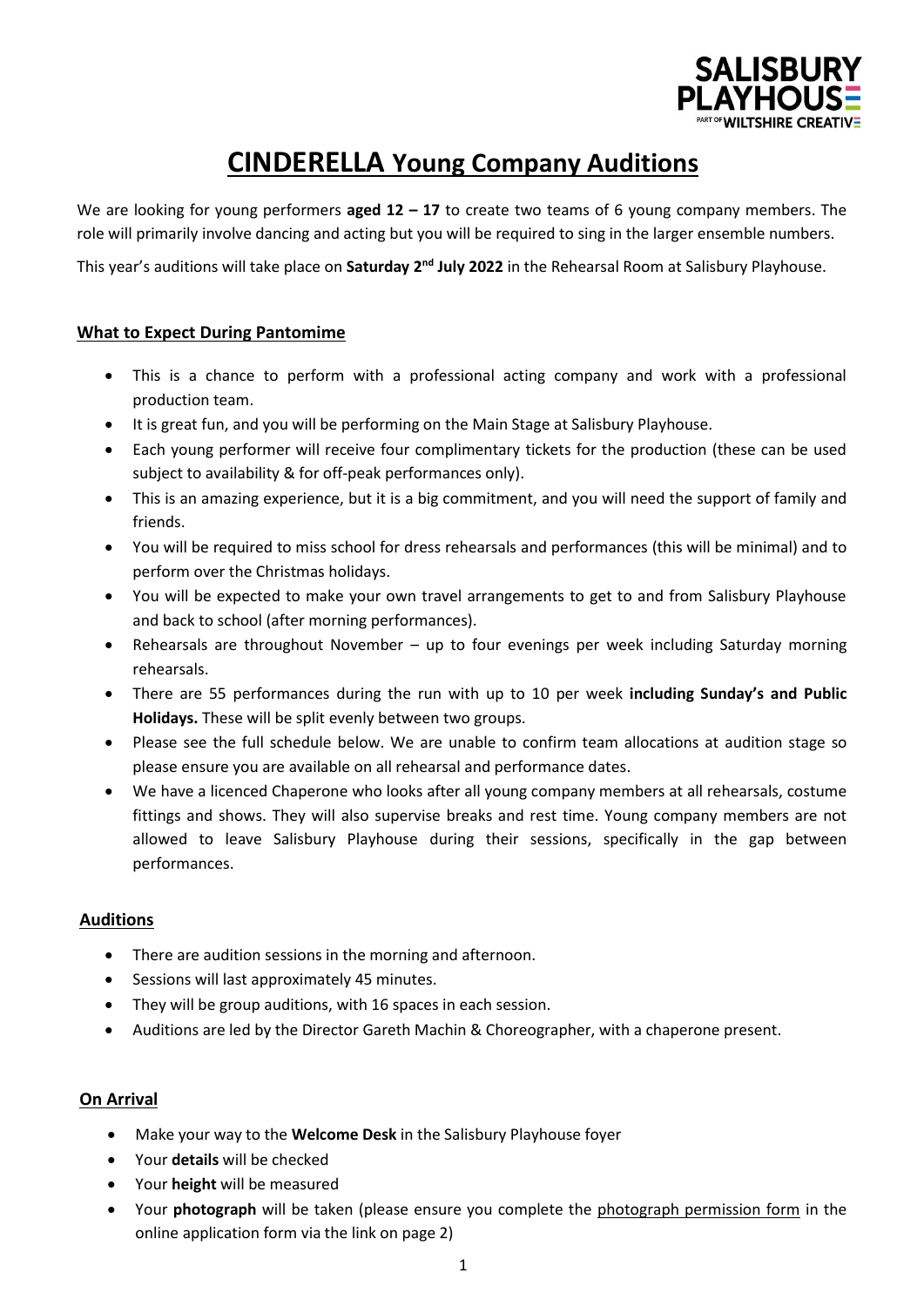# **CINDERELLA Young Company Auditions**

We are looking for young performers **aged 12 – 17** to create two teams of 6 young company members. The role will primarily involve dancing and acting but you will be required to sing in the larger ensemble numbers.

This year's auditions will take place on **Saturday 2nd July 2022** in the Rehearsal Room at Salisbury Playhouse.

## **What to Expect During Pantomime**

- This is a chance to perform with a professional acting company and work with a professional production team.
- It is great fun, and you will be performing on the Main Stage at Salisbury Playhouse.
- Each young performer will receive four complimentary tickets for the production (these can be used subject to availability & for off-peak performances only).
- This is an amazing experience, but it is a big commitment, and you will need the support of family and friends.
- You will be required to miss school for dress rehearsals and performances (this will be minimal) and to perform over the Christmas holidays.
- You will be expected to make your own travel arrangements to get to and from Salisbury Playhouse and back to school (after morning performances).
- Rehearsals are throughout November – up to four evenings per week including Saturday morning rehearsals.
- There are 55 performances during the run with up to 10 per week **including Sunday's and Public Holidays.** These will be split evenly between two groups.
- Please see the full schedule below. We are unable to confirm team allocations at audition stage so please ensure you are available on all rehearsal and performance dates.
- We have a licenced Chaperone who looks after all young company members at all rehearsals, costume fittings and shows. They will also supervise breaks and rest time. Young company members are not allowed to leave Salisbury Playhouse during their sessions, specifically in the gap between performances.

## **Auditions**

- There are audition sessions in the morning and afternoon.
- Sessions will last approximately 45 minutes.
- They will be group auditions, with 16 spaces in each session.
- Auditions are led by the Director Gareth Machin & Choreographer, with a chaperone present.

## **On Arrival**

- Make your way to the **Welcome Desk** in the Salisbury Playhouse foyer
- Your **details** will be checked
- Your **height** will be measured
- Your **photograph** will be taken (please ensure you complete the photograph permission form in the online application form via the link on page 2)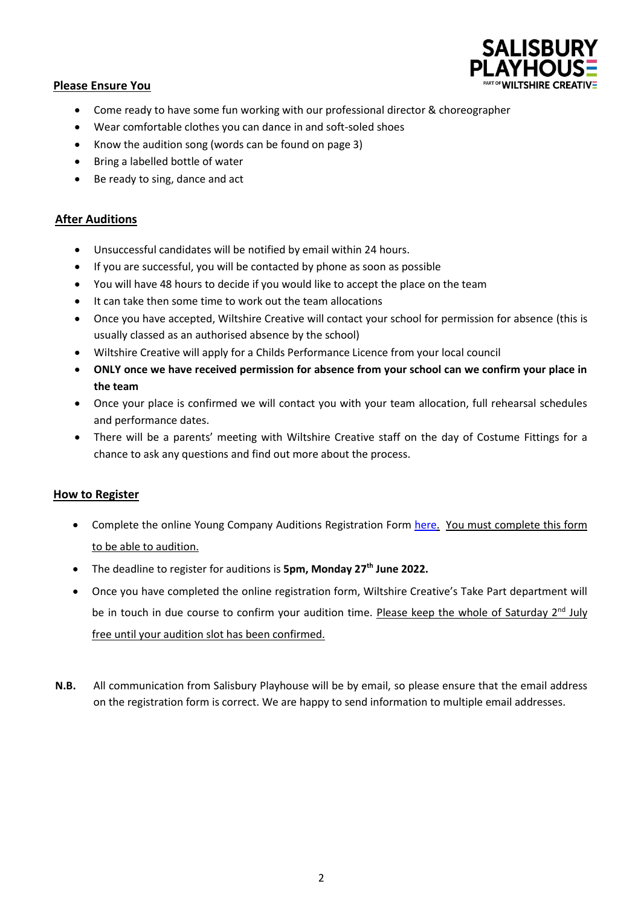## Please Ensure You

- Come ready to have some fun working with our professional director & choreographer
- Wear comfortable clothes you can dance in and soft-soled shoes
- Know the audition song (words can be found on page 3)
- Bring a labelled bottle of water
- Be ready to sing, dance and act

## After Auditions

- Unsuccessful candidates will be notified by email within 24 hours.
- If you are successful, you will be contacted by phone as soon as possible
- You will have 48 hours to decide if you would like to accept the place on the team
- It can take then some time to work out the team allocations
- Once you have accepted, Wiltshire Creative will contact your school for permission for absence (this is usually classed as an authorised absence by the school)
- Wiltshire Creative will apply for a Childs Performance Licence from your local council
- **ONLY once we have received permission for absence from your school can we confirm your place in the team**
- Once your place is confirmed we will contact you with your team allocation, full rehearsal schedules and performance dates.
- There will be a parents' meeting with Wiltshire Creative staff on the day of Costume Fittings for a chance to ask any questions and find out more about the process.

## How to Register

- Complete the online Young Company Auditions Registration Form here. You must complete this form to be able to audition.
- The deadline to register for auditions is **5pm, Monday 27th June 2022.**
- Once you have completed the online registration form, Wiltshire Creative's Take Part department will be in touch in due course to confirm your audition time. Please keep the whole of Saturday 2nd July free until your audition slot has been confirmed.

**N.B.** All communication from Salisbury Playhouse will be by email, so please ensure that the email address on the registration form is correct. We are happy to send information to multiple email addresses.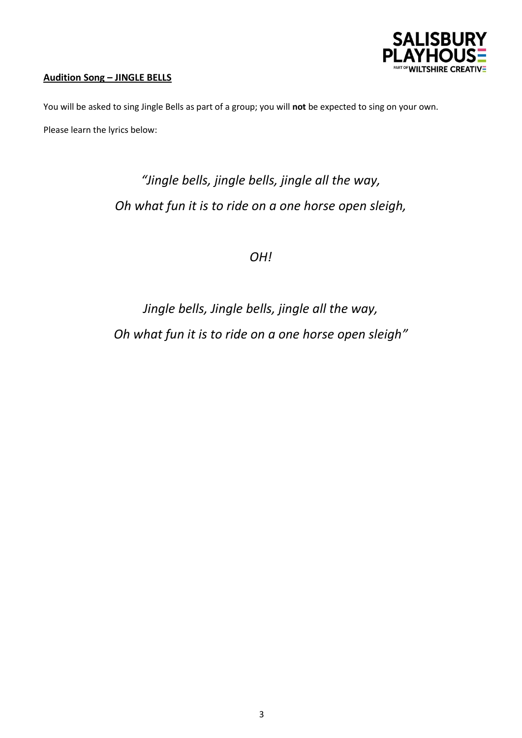**<u>Audition Song – JINGLE BELLS</u>**

You will be asked to sing Jingle Bells as part of a group; you will **not** be expected to sing on your own.

Please learn the lyrics below:

*"Jingle bells, jingle bells, jingle all the way,*

*Oh what fun it is to ride on a one horse open sleigh,*

*OH!*

*Jingle bells, Jingle bells, jingle all the way,*

*Oh what fun it is to ride on a one horse open sleigh"*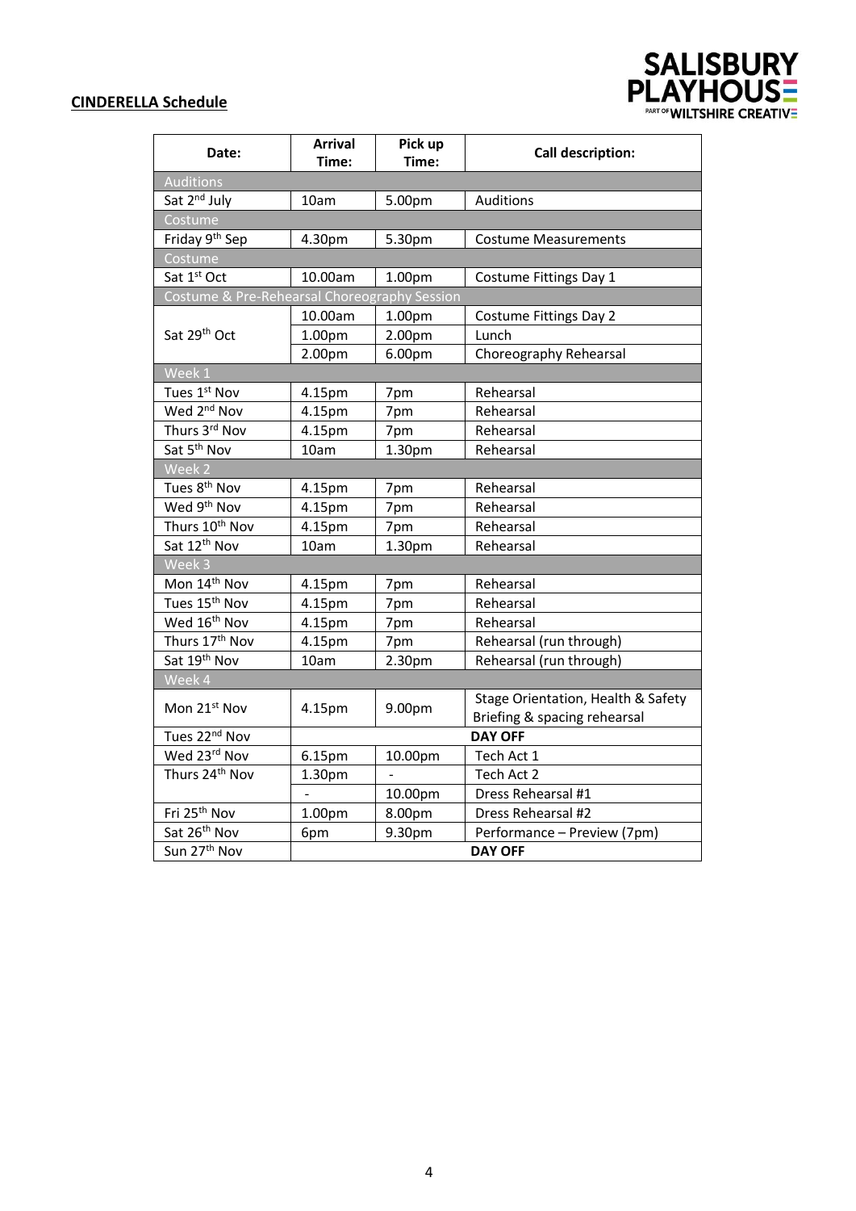**CINDERELLA Schedule**

| Date: | Arrival Time: | Pick up Time: | Call description: |
|---|---|---|---|
| Auditions | | | |
| Sat 2nd July | 10am | 5.00pm | Auditions |
| Costume | | | |
| Friday 9th Sep | 4.30pm | 5.30pm | Costume Measurements |
| Costume | | | |
| Sat 1st Oct | 10.00am | 1.00pm | Costume Fittings Day 1 |
| Costume & Pre-Rehearsal Choreography Session | | | |
| Sat 29th Oct | 10.00am | 1.00pm | Costume Fittings Day 2 |
| | 1.00pm | 2.00pm | Lunch |
| | 2.00pm | 6.00pm | Choreography Rehearsal |
| Week 1 | | | |
| Tues 1st Nov | 4.15pm | 7pm | Rehearsal |
| Wed 2nd Nov | 4.15pm | 7pm | Rehearsal |
| Thurs 3rd Nov | 4.15pm | 7pm | Rehearsal |
| Sat 5th Nov | 10am | 1.30pm | Rehearsal |
| Week 2 | | | |
| Tues 8th Nov | 4.15pm | 7pm | Rehearsal |
| Wed 9th Nov | 4.15pm | 7pm | Rehearsal |
| Thurs 10th Nov | 4.15pm | 7pm | Rehearsal |
| Sat 12th Nov | 10am | 1.30pm | Rehearsal |
| Week 3 | | | |
| Mon 14th Nov | 4.15pm | 7pm | Rehearsal |
| Tues 15th Nov | 4.15pm | 7pm | Rehearsal |
| Wed 16th Nov | 4.15pm | 7pm | Rehearsal |
| Thurs 17th Nov | 4.15pm | 7pm | Rehearsal (run through) |
| Sat 19th Nov | 10am | 2.30pm | Rehearsal (run through) |
| Week 4 | | | |
| Mon 21st Nov | 4.15pm | 9.00pm | Stage Orientation, Health & Safety Briefing & spacing rehearsal |
| Tues 22nd Nov | **DAY OFF** | | |
| Wed 23rd Nov | 6.15pm | 10.00pm | Tech Act 1 |
| Thurs 24th Nov | 1.30pm | - | Tech Act 2 |
| | - | 10.00pm | Dress Rehearsal #1 |
| Fri 25th Nov | 1.00pm | 8.00pm | Dress Rehearsal #2 |
| Sat 26th Nov | 6pm | 9.30pm | Performance – Preview (7pm) |
| Sun 27th Nov | **DAY OFF** | | |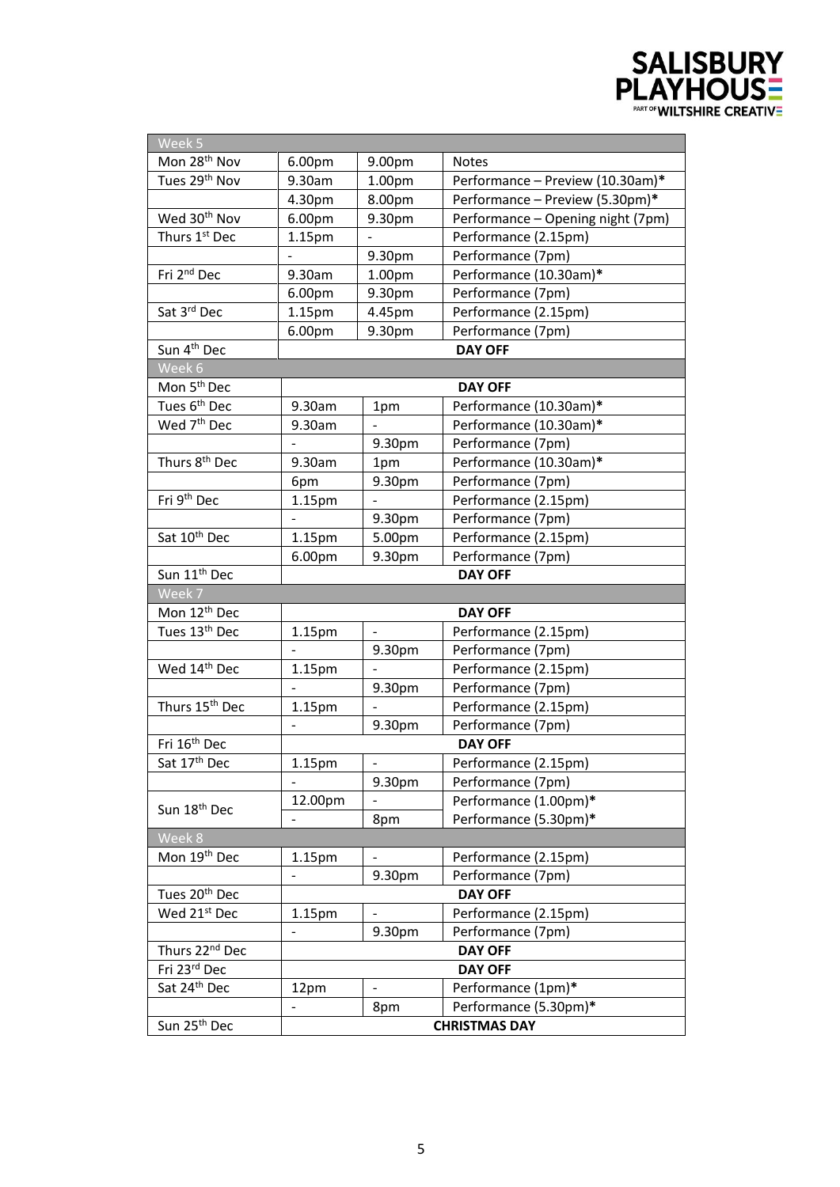| Week 5 | | | |
|---|---|---|---|
| Mon 28th Nov | 6.00pm | 9.00pm | Notes |
| Tues 29th Nov | 9.30am | 1.00pm | Performance – Preview (10.30am)* |
| | 4.30pm | 8.00pm | Performance – Preview (5.30pm)* |
| Wed 30th Nov | 6.00pm | 9.30pm | Performance – Opening night (7pm) |
| Thurs 1st Dec | 1.15pm | - | Performance (2.15pm) |
| | - | 9.30pm | Performance (7pm) |
| Fri 2nd Dec | 9.30am | 1.00pm | Performance (10.30am)* |
| | 6.00pm | 9.30pm | Performance (7pm) |
| Sat 3rd Dec | 1.15pm | 4.45pm | Performance (2.15pm) |
| | 6.00pm | 9.30pm | Performance (7pm) |
| Sun 4th Dec | **DAY OFF** | | |
| Week 6 | | | |
| Mon 5th Dec | **DAY OFF** | | |
| Tues 6th Dec | 9.30am | 1pm | Performance (10.30am)* |
| Wed 7th Dec | 9.30am | - | Performance (10.30am)* |
| | - | 9.30pm | Performance (7pm) |
| Thurs 8th Dec | 9.30am | 1pm | Performance (10.30am)* |
| | 6pm | 9.30pm | Performance (7pm) |
| Fri 9th Dec | 1.15pm | - | Performance (2.15pm) |
| | - | 9.30pm | Performance (7pm) |
| Sat 10th Dec | 1.15pm | 5.00pm | Performance (2.15pm) |
| | 6.00pm | 9.30pm | Performance (7pm) |
| Sun 11th Dec | **DAY OFF** | | |
| Week 7 | | | |
| Mon 12th Dec | **DAY OFF** | | |
| Tues 13th Dec | 1.15pm | - | Performance (2.15pm) |
| | - | 9.30pm | Performance (7pm) |
| Wed 14th Dec | 1.15pm | - | Performance (2.15pm) |
| | - | 9.30pm | Performance (7pm) |
| Thurs 15th Dec | 1.15pm | - | Performance (2.15pm) |
| | - | 9.30pm | Performance (7pm) |
| Fri 16th Dec | **DAY OFF** | | |
| Sat 17th Dec | 1.15pm | - | Performance (2.15pm) |
| | - | 9.30pm | Performance (7pm) |
| Sun 18th Dec | 12.00pm | - | Performance (1.00pm)* |
| | - | 8pm | Performance (5.30pm)* |
| Week 8 | | | |
| Mon 19th Dec | 1.15pm | - | Performance (2.15pm) |
| | - | 9.30pm | Performance (7pm) |
| Tues 20th Dec | **DAY OFF** | | |
| Wed 21st Dec | 1.15pm | - | Performance (2.15pm) |
| | - | 9.30pm | Performance (7pm) |
| Thurs 22nd Dec | **DAY OFF** | | |
| Fri 23rd Dec | **DAY OFF** | | |
| Sat 24th Dec | 12pm | - | Performance (1pm)* |
| | - | 8pm | Performance (5.30pm)* |
| Sun 25th Dec | **CHRISTMAS DAY** | | |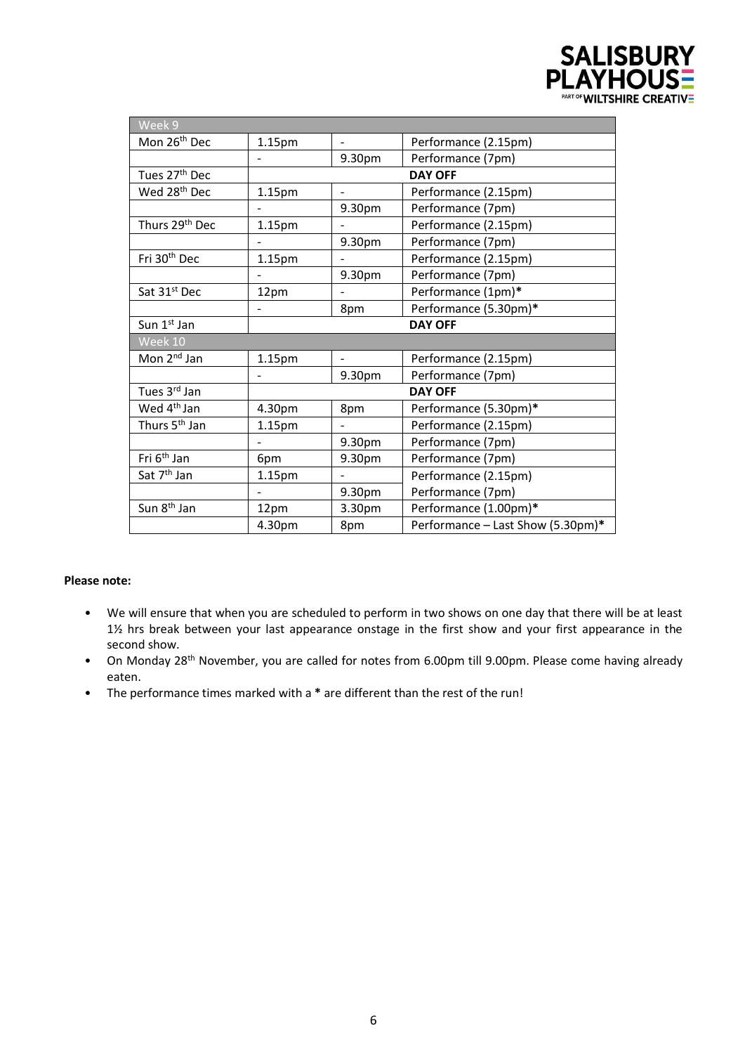| | | | |
|---|---|---|---|
| Week 9 | | | |
| Mon 26th Dec | 1.15pm | - | Performance (2.15pm) |
| | - | 9.30pm | Performance (7pm) |
| Tues 27th Dec | **DAY OFF** | | |
| Wed 28th Dec | 1.15pm | - | Performance (2.15pm) |
| | - | 9.30pm | Performance (7pm) |
| Thurs 29th Dec | 1.15pm | - | Performance (2.15pm) |
| | - | 9.30pm | Performance (7pm) |
| Fri 30th Dec | 1.15pm | - | Performance (2.15pm) |
| | - | 9.30pm | Performance (7pm) |
| Sat 31st Dec | 12pm | - | Performance (1pm)* |
| | - | 8pm | Performance (5.30pm)* |
| Sun 1st Jan | **DAY OFF** | | |
| Week 10 | | | |
| Mon 2nd Jan | 1.15pm | - | Performance (2.15pm) |
| | - | 9.30pm | Performance (7pm) |
| Tues 3rd Jan | **DAY OFF** | | |
| Wed 4th Jan | 4.30pm | 8pm | Performance (5.30pm)* |
| Thurs 5th Jan | 1.15pm | - | Performance (2.15pm) |
| | - | 9.30pm | Performance (7pm) |
| Fri 6th Jan | 6pm | 9.30pm | Performance (7pm) |
| Sat 7th Jan | 1.15pm | - | Performance (2.15pm) |
| | - | 9.30pm | Performance (7pm) |
| Sun 8th Jan | 12pm | 3.30pm | Performance (1.00pm)* |
| | 4.30pm | 8pm | Performance – Last Show (5.30pm)* |

**Please note:**

- We will ensure that when you are scheduled to perform in two shows on one day that there will be at least 1½ hrs break between your last appearance onstage in the first show and your first appearance in the second show.
- On Monday 28th November, you are called for notes from 6.00pm till 9.00pm. Please come having already eaten.
- The performance times marked with a **\*** are different than the rest of the run!